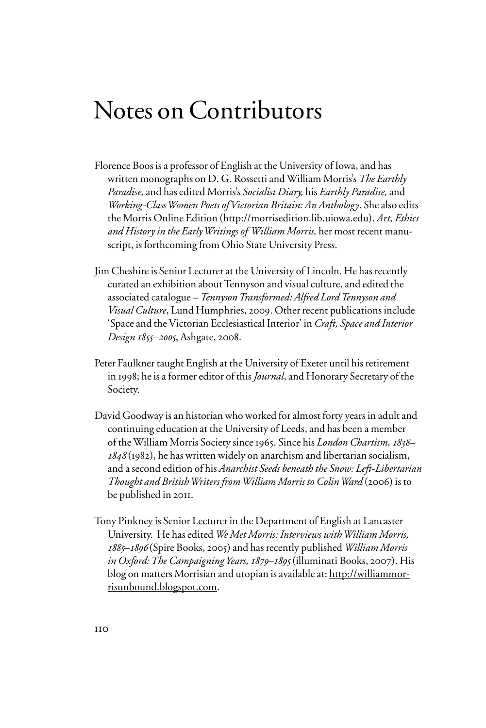# Notes on Contributors

Florence Boos is a professor of English at the University of Iowa, and has written monographs on D. G. Rossetti and William Morris's *The Earthly Paradise,* and has edited Morris's *Socialist Diary,* his *Earthly Paradise,* and *Working-Class Women Poets of Victorian Britain: An Anthology*. She also edits the Morris Online Edition (http://morrisedition.lib.uiowa.edu). *Art, Ethics and History in the Early Writings of William Morris,* her most recent manuscript, is forthcoming from Ohio State University Press.

Jim Cheshire is Senior Lecturer at the University of Lincoln. He has recently curated an exhibition about Tennyson and visual culture, and edited the associated catalogue – *Tennyson Transformed: Alfred Lord Tennyson and Visual Culture*, Lund Humphries, 2009. Other recent publications include 'Space and the Victorian Ecclesiastical Interior' in *Craft, Space and Interior Design 1855–2005*, Ashgate, 2008.

Peter Faulkner taught English at the University of Exeter until his retirement in 1998; he is a former editor of this *Journal*, and Honorary Secretary of the Society.

David Goodway is an historian who worked for almost forty years in adult and continuing education at the University of Leeds, and has been a member of the William Morris Society since 1965. Since his *London Chartism, 1838–1848* (1982), he has written widely on anarchism and libertarian socialism, and a second edition of his *Anarchist Seeds beneath the Snow: Left-Libertarian Thought and British Writers from William Morris to Colin Ward* (2006) is to be published in 2011.

Tony Pinkney is Senior Lecturer in the Department of English at Lancaster University. He has edited *We Met Morris: Interviews with William Morris, 1885–1896* (Spire Books, 2005) and has recently published *William Morris in Oxford: The Campaigning Years, 1879–1895* (illuminati Books, 2007). His blog on matters Morrisian and utopian is available at: http://williammorrisunbound.blogspot.com.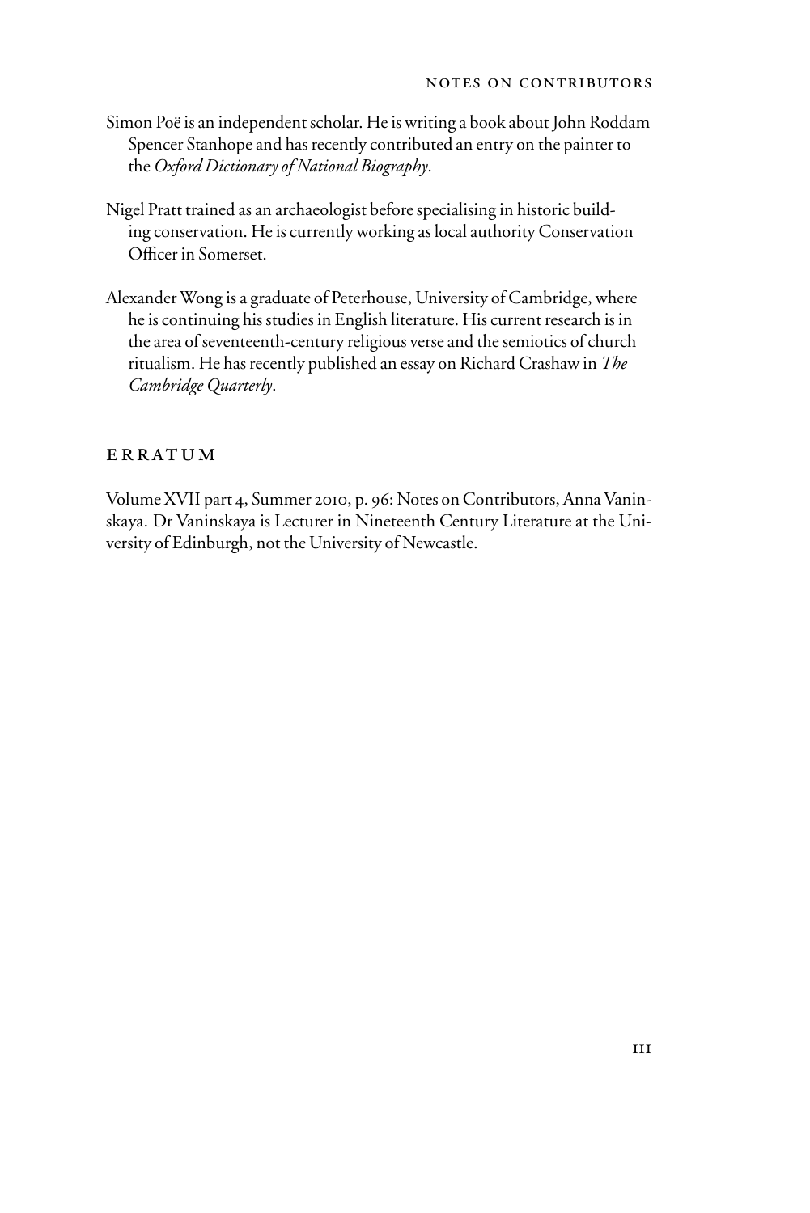Simon Poë is an independent scholar. He is writing a book about John Roddam Spencer Stanhope and has recently contributed an entry on the painter to the *Oxford Dictionary of National Biography*.

Nigel Pratt trained as an archaeologist before specialising in historic building conservation. He is currently working as local authority Conservation Officer in Somerset.

Alexander Wong is a graduate of Peterhouse, University of Cambridge, where he is continuing his studies in English literature. His current research is in the area of seventeenth-century religious verse and the semiotics of church ritualism. He has recently published an essay on Richard Crashaw in *The Cambridge Quarterly*.

## ERRATUM

Volume XVII part 4, Summer 2010, p. 96: Notes on Contributors, Anna Vaninskaya. Dr Vaninskaya is Lecturer in Nineteenth Century Literature at the University of Edinburgh, not the University of Newcastle.